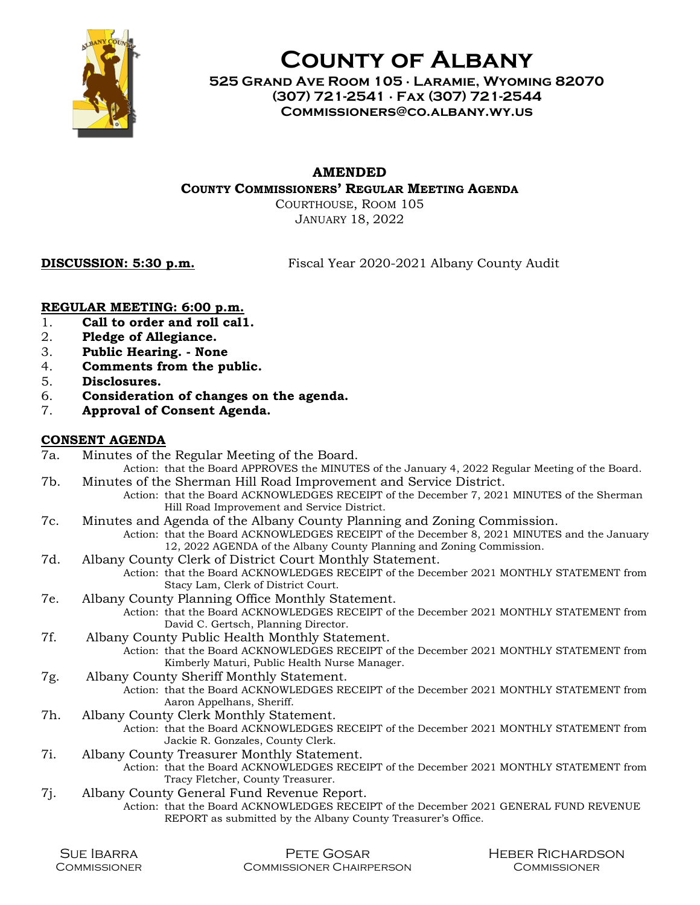# County of Albany

**525 Grand Ave Room 105 · Laramie, Wyoming 82070**
**(307) 721-2541 · Fax (307) 721-2544**
**Commissioners@co.albany.wy.us**

## AMENDED
### County Commissioners' Regular Meeting Agenda

Courthouse, Room 105
January 18, 2022

**DISCUSSION: 5:30 p.m.** Fiscal Year 2020-2021 Albany County Audit

**REGULAR MEETING: 6:00 p.m.**

1. **Call to order and roll cal1.**
2. **Pledge of Allegiance.**
3. **Public Hearing. - None**
4. **Comments from the public.**
5. **Disclosures.**
6. **Consideration of changes on the agenda.**
7. **Approval of Consent Agenda.**

**CONSENT AGENDA**

7a. Minutes of the Regular Meeting of the Board.
Action: that the Board APPROVES the MINUTES of the January 4, 2022 Regular Meeting of the Board.

7b. Minutes of the Sherman Hill Road Improvement and Service District.
Action: that the Board ACKNOWLEDGES RECEIPT of the December 7, 2021 MINUTES of the Sherman Hill Road Improvement and Service District.

7c. Minutes and Agenda of the Albany County Planning and Zoning Commission.
Action: that the Board ACKNOWLEDGES RECEIPT of the December 8, 2021 MINUTES and the January 12, 2022 AGENDA of the Albany County Planning and Zoning Commission.

7d. Albany County Clerk of District Court Monthly Statement.
Action: that the Board ACKNOWLEDGES RECEIPT of the December 2021 MONTHLY STATEMENT from Stacy Lam, Clerk of District Court.

7e. Albany County Planning Office Monthly Statement.
Action: that the Board ACKNOWLEDGES RECEIPT of the December 2021 MONTHLY STATEMENT from David C. Gertsch, Planning Director.

7f. Albany County Public Health Monthly Statement.
Action: that the Board ACKNOWLEDGES RECEIPT of the December 2021 MONTHLY STATEMENT from Kimberly Maturi, Public Health Nurse Manager.

7g. Albany County Sheriff Monthly Statement.
Action: that the Board ACKNOWLEDGES RECEIPT of the December 2021 MONTHLY STATEMENT from Aaron Appelhans, Sheriff.

7h. Albany County Clerk Monthly Statement.
Action: that the Board ACKNOWLEDGES RECEIPT of the December 2021 MONTHLY STATEMENT from Jackie R. Gonzales, County Clerk.

7i. Albany County Treasurer Monthly Statement.
Action: that the Board ACKNOWLEDGES RECEIPT of the December 2021 MONTHLY STATEMENT from Tracy Fletcher, County Treasurer.

7j. Albany County General Fund Revenue Report.
Action: that the Board ACKNOWLEDGES RECEIPT of the December 2021 GENERAL FUND REVENUE REPORT as submitted by the Albany County Treasurer's Office.

| Sue Ibarra | Pete Gosar | Heber Richardson |
|---|---|---|
| Commissioner | Commissioner Chairperson | Commissioner |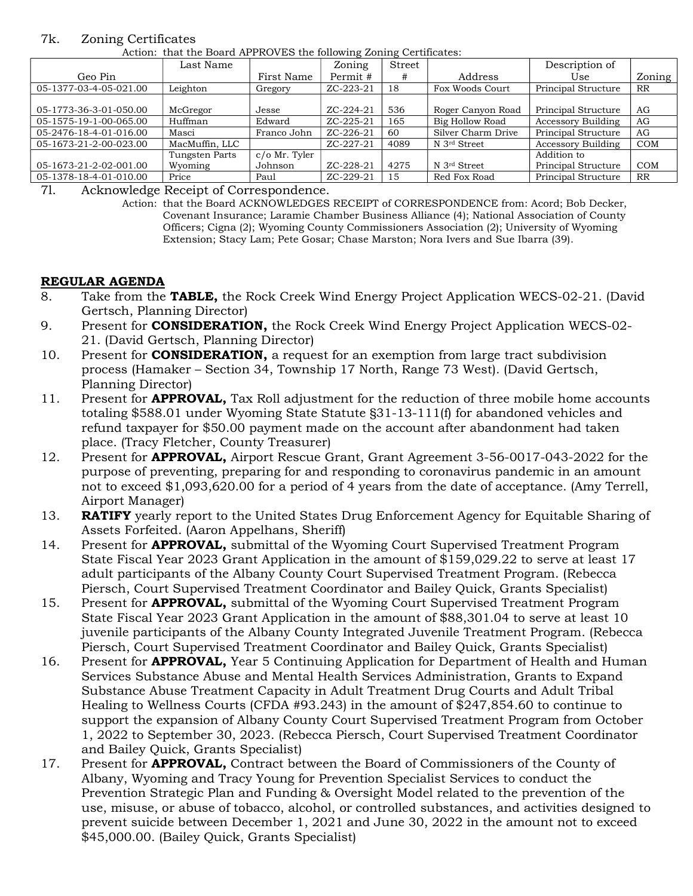7k. Zoning Certificates

Action: that the Board APPROVES the following Zoning Certificates:

| Geo Pin | Last Name | First Name | Zoning Permit # | Street # | Address | Description of Use | Zoning |
|---|---|---|---|---|---|---|---|
| 05-1377-03-4-05-021.00 | Leighton | Gregory | ZC-223-21 | 18 | Fox Woods Court | Principal Structure | RR |
| 05-1773-36-3-01-050.00 | McGregor | Jesse | ZC-224-21 | 536 | Roger Canyon Road | Principal Structure | AG |
| 05-1575-19-1-00-065.00 | Huffman | Edward | ZC-225-21 | 165 | Big Hollow Road | Accessory Building | AG |
| 05-2476-18-4-01-016.00 | Masci | Franco John | ZC-226-21 | 60 | Silver Charm Drive | Principal Structure | AG |
| 05-1673-21-2-00-023.00 | MacMuffin, LLC | | ZC-227-21 | 4089 | N 3rd Street | Accessory Building | COM |
| 05-1673-21-2-02-001.00 | Tungsten Parts Wyoming | c/o Mr. Tyler Johnson | ZC-228-21 | 4275 | N 3rd Street | Addition to Principal Structure | COM |
| 05-1378-18-4-01-010.00 | Price | Paul | ZC-229-21 | 15 | Red Fox Road | Principal Structure | RR |

7l. Acknowledge Receipt of Correspondence.

Action: that the Board ACKNOWLEDGES RECEIPT of CORRESPONDENCE from: Acord; Bob Decker, Covenant Insurance; Laramie Chamber Business Alliance (4); National Association of County Officers; Cigna (2); Wyoming County Commissioners Association (2); University of Wyoming Extension; Stacy Lam; Pete Gosar; Chase Marston; Nora Ivers and Sue Ibarra (39).

## REGULAR AGENDA

8. Take from the **TABLE,** the Rock Creek Wind Energy Project Application WECS-02-21. (David Gertsch, Planning Director)
9. Present for **CONSIDERATION,** the Rock Creek Wind Energy Project Application WECS-02-21. (David Gertsch, Planning Director)
10. Present for **CONSIDERATION,** a request for an exemption from large tract subdivision process (Hamaker – Section 34, Township 17 North, Range 73 West). (David Gertsch, Planning Director)
11. Present for **APPROVAL,** Tax Roll adjustment for the reduction of three mobile home accounts totaling $588.01 under Wyoming State Statute §31-13-111(f) for abandoned vehicles and refund taxpayer for $50.00 payment made on the account after abandonment had taken place. (Tracy Fletcher, County Treasurer)
12. Present for **APPROVAL,** Airport Rescue Grant, Grant Agreement 3-56-0017-043-2022 for the purpose of preventing, preparing for and responding to coronavirus pandemic in an amount not to exceed $1,093,620.00 for a period of 4 years from the date of acceptance. (Amy Terrell, Airport Manager)
13. **RATIFY** yearly report to the United States Drug Enforcement Agency for Equitable Sharing of Assets Forfeited. (Aaron Appelhans, Sheriff)
14. Present for **APPROVAL,** submittal of the Wyoming Court Supervised Treatment Program State Fiscal Year 2023 Grant Application in the amount of $159,029.22 to serve at least 17 adult participants of the Albany County Court Supervised Treatment Program. (Rebecca Piersch, Court Supervised Treatment Coordinator and Bailey Quick, Grants Specialist)
15. Present for **APPROVAL,** submittal of the Wyoming Court Supervised Treatment Program State Fiscal Year 2023 Grant Application in the amount of $88,301.04 to serve at least 10 juvenile participants of the Albany County Integrated Juvenile Treatment Program. (Rebecca Piersch, Court Supervised Treatment Coordinator and Bailey Quick, Grants Specialist)
16. Present for **APPROVAL,** Year 5 Continuing Application for Department of Health and Human Services Substance Abuse and Mental Health Services Administration, Grants to Expand Substance Abuse Treatment Capacity in Adult Treatment Drug Courts and Adult Tribal Healing to Wellness Courts (CFDA #93.243) in the amount of $247,854.60 to continue to support the expansion of Albany County Court Supervised Treatment Program from October 1, 2022 to September 30, 2023. (Rebecca Piersch, Court Supervised Treatment Coordinator and Bailey Quick, Grants Specialist)
17. Present for **APPROVAL,** Contract between the Board of Commissioners of the County of Albany, Wyoming and Tracy Young for Prevention Specialist Services to conduct the Prevention Strategic Plan and Funding & Oversight Model related to the prevention of the use, misuse, or abuse of tobacco, alcohol, or controlled substances, and activities designed to prevent suicide between December 1, 2021 and June 30, 2022 in the amount not to exceed $45,000.00. (Bailey Quick, Grants Specialist)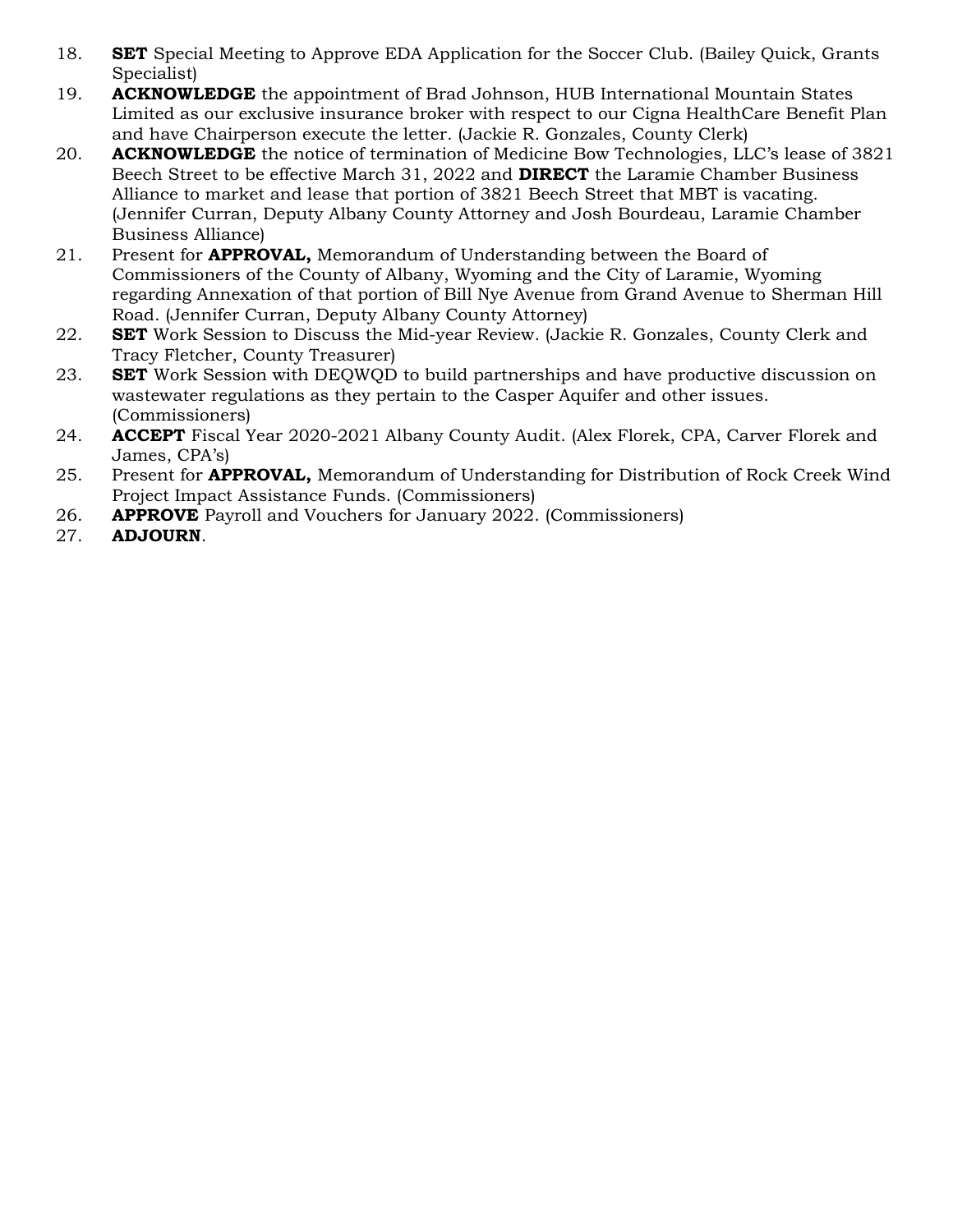18. **SET** Special Meeting to Approve EDA Application for the Soccer Club. (Bailey Quick, Grants Specialist)
19. **ACKNOWLEDGE** the appointment of Brad Johnson, HUB International Mountain States Limited as our exclusive insurance broker with respect to our Cigna HealthCare Benefit Plan and have Chairperson execute the letter. (Jackie R. Gonzales, County Clerk)
20. **ACKNOWLEDGE** the notice of termination of Medicine Bow Technologies, LLC's lease of 3821 Beech Street to be effective March 31, 2022 and **DIRECT** the Laramie Chamber Business Alliance to market and lease that portion of 3821 Beech Street that MBT is vacating. (Jennifer Curran, Deputy Albany County Attorney and Josh Bourdeau, Laramie Chamber Business Alliance)
21. Present for **APPROVAL,** Memorandum of Understanding between the Board of Commissioners of the County of Albany, Wyoming and the City of Laramie, Wyoming regarding Annexation of that portion of Bill Nye Avenue from Grand Avenue to Sherman Hill Road. (Jennifer Curran, Deputy Albany County Attorney)
22. **SET** Work Session to Discuss the Mid-year Review. (Jackie R. Gonzales, County Clerk and Tracy Fletcher, County Treasurer)
23. **SET** Work Session with DEQWQD to build partnerships and have productive discussion on wastewater regulations as they pertain to the Casper Aquifer and other issues. (Commissioners)
24. **ACCEPT** Fiscal Year 2020-2021 Albany County Audit. (Alex Florek, CPA, Carver Florek and James, CPA's)
25. Present for **APPROVAL,** Memorandum of Understanding for Distribution of Rock Creek Wind Project Impact Assistance Funds. (Commissioners)
26. **APPROVE** Payroll and Vouchers for January 2022. (Commissioners)
27. **ADJOURN**.